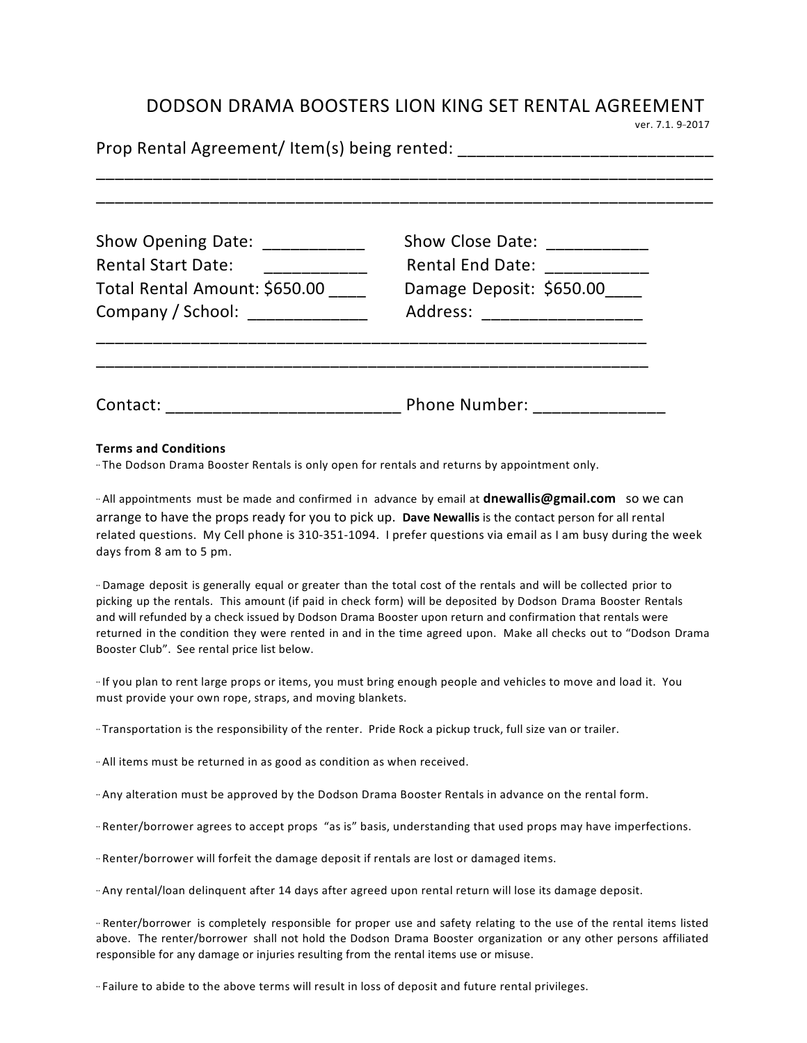# DODSON DRAMA BOOSTERS LION KING SET RENTAL AGREEMENT

ver. 7.1. 9-2017

Prop Rental Agreement/ Item(s) being rented: ___________________________
_______________________________________________________________________
_______________________________________________________________________

Show Opening Date: ___________ Show Close Date: ___________

Rental Start Date: ___________ Rental End Date: ___________

Total Rental Amount: $650.00 ____ Damage Deposit: $650.00____

Company / School: _____________ Address: _________________
_______________________________________________________________
_______________________________________________________________

Contact: _________________________ Phone Number: ______________

**Terms and Conditions**

- The Dodson Drama Booster Rentals is only open for rentals and returns by appointment only.

- All appointments must be made and confirmed in advance by email at **dnewallis@gmail.com** so we can arrange to have the props ready for you to pick up. **Dave Newallis** is the contact person for all rental related questions. My Cell phone is 310-351-1094. I prefer questions via email as I am busy during the week days from 8 am to 5 pm.

- Damage deposit is generally equal or greater than the total cost of the rentals and will be collected prior to picking up the rentals. This amount (if paid in check form) will be deposited by Dodson Drama Booster Rentals and will refunded by a check issued by Dodson Drama Booster upon return and confirmation that rentals were returned in the condition they were rented in and in the time agreed upon. Make all checks out to "Dodson Drama Booster Club". See rental price list below.

- If you plan to rent large props or items, you must bring enough people and vehicles to move and load it. You must provide your own rope, straps, and moving blankets.

- Transportation is the responsibility of the renter. Pride Rock a pickup truck, full size van or trailer.

- All items must be returned in as good as condition as when received.

- Any alteration must be approved by the Dodson Drama Booster Rentals in advance on the rental form.

- Renter/borrower agrees to accept props "as is" basis, understanding that used props may have imperfections.

- Renter/borrower will forfeit the damage deposit if rentals are lost or damaged items.

- Any rental/loan delinquent after 14 days after agreed upon rental return will lose its damage deposit.

- Renter/borrower is completely responsible for proper use and safety relating to the use of the rental items listed above. The renter/borrower shall not hold the Dodson Drama Booster organization or any other persons affiliated responsible for any damage or injuries resulting from the rental items use or misuse.

- Failure to abide to the above terms will result in loss of deposit and future rental privileges.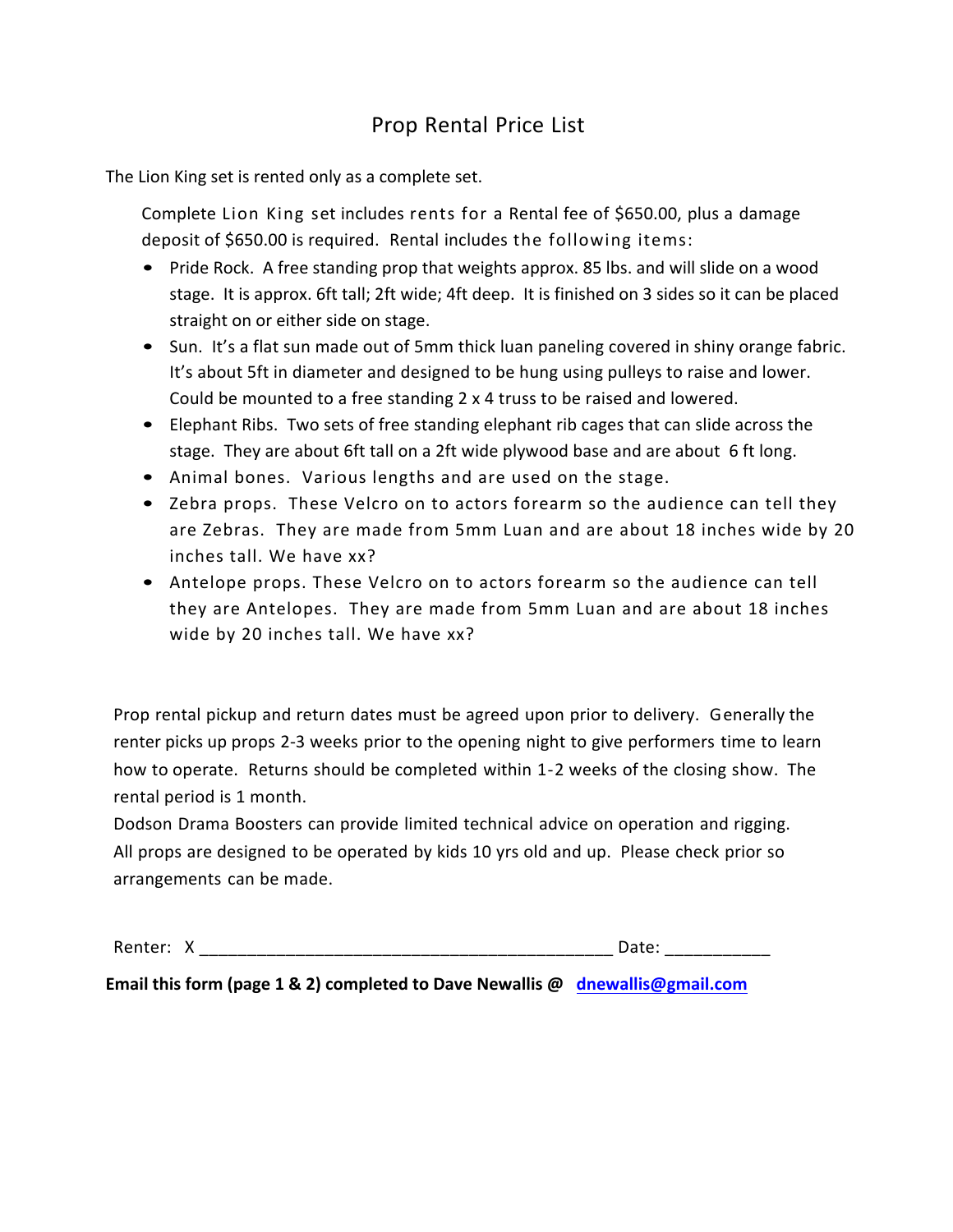# Prop Rental Price List

The Lion King set is rented only as a complete set.

Complete Lion King set includes rents for a Rental fee of $650.00, plus a damage deposit of $650.00 is required. Rental includes the following items:

- Pride Rock. A free standing prop that weights approx. 85 lbs. and will slide on a wood stage. It is approx. 6ft tall; 2ft wide; 4ft deep. It is finished on 3 sides so it can be placed straight on or either side on stage.
- Sun. It's a flat sun made out of 5mm thick luan paneling covered in shiny orange fabric. It's about 5ft in diameter and designed to be hung using pulleys to raise and lower. Could be mounted to a free standing 2 x 4 truss to be raised and lowered.
- Elephant Ribs. Two sets of free standing elephant rib cages that can slide across the stage. They are about 6ft tall on a 2ft wide plywood base and are about 6 ft long.
- Animal bones. Various lengths and are used on the stage.
- Zebra props. These Velcro on to actors forearm so the audience can tell they are Zebras. They are made from 5mm Luan and are about 18 inches wide by 20 inches tall. We have xx?
- Antelope props. These Velcro on to actors forearm so the audience can tell they are Antelopes. They are made from 5mm Luan and are about 18 inches wide by 20 inches tall. We have xx?

Prop rental pickup and return dates must be agreed upon prior to delivery. Generally the renter picks up props 2-3 weeks prior to the opening night to give performers time to learn how to operate. Returns should be completed within 1-2 weeks of the closing show. The rental period is 1 month.

Dodson Drama Boosters can provide limited technical advice on operation and rigging. All props are designed to be operated by kids 10 yrs old and up. Please check prior so arrangements can be made.

Renter: X ___________________________________________ Date: ___________

**Email this form (page 1 & 2) completed to Dave Newallis @ dnewallis@gmail.com**